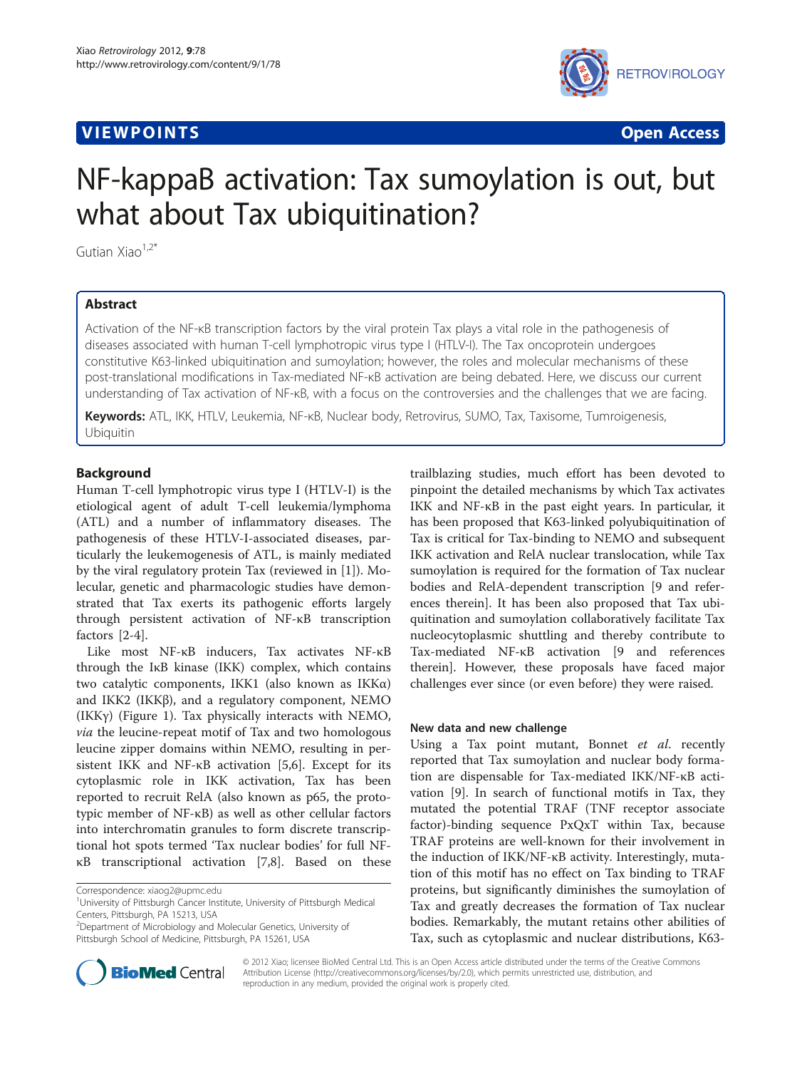VIEWPOINTS — Open Access

# NF-kappaB activation: Tax sumoylation is out, but what about Tax ubiquitination?

Gutian Xiao[1,2*]

## Abstract

Activation of the NF-κB transcription factors by the viral protein Tax plays a vital role in the pathogenesis of diseases associated with human T-cell lymphotropic virus type I (HTLV-I). The Tax oncoprotein undergoes constitutive K63-linked ubiquitination and sumoylation; however, the roles and molecular mechanisms of these post-translational modifications in Tax-mediated NF-κB activation are being debated. Here, we discuss our current understanding of Tax activation of NF-κB, with a focus on the controversies and the challenges that we are facing.

**Keywords:** ATL, IKK, HTLV, Leukemia, NF-κB, Nuclear body, Retrovirus, SUMO, Tax, Taxisome, Tumroigenesis, Ubiquitin

## Background

Human T-cell lymphotropic virus type I (HTLV-I) is the etiological agent of adult T-cell leukemia/lymphoma (ATL) and a number of inflammatory diseases. The pathogenesis of these HTLV-I-associated diseases, particularly the leukemogenesis of ATL, is mainly mediated by the viral regulatory protein Tax (reviewed in [1]). Molecular, genetic and pharmacologic studies have demonstrated that Tax exerts its pathogenic efforts largely through persistent activation of NF-κB transcription factors [2-4].

Like most NF-κB inducers, Tax activates NF-κB through the IκB kinase (IKK) complex, which contains two catalytic components, IKK1 (also known as IKKα) and IKK2 (IKKβ), and a regulatory component, NEMO (IKKγ) (Figure 1). Tax physically interacts with NEMO, *via* the leucine-repeat motif of Tax and two homologous leucine zipper domains within NEMO, resulting in persistent IKK and NF-κB activation [5,6]. Except for its cytoplasmic role in IKK activation, Tax has been reported to recruit RelA (also known as p65, the prototypic member of NF-κB) as well as other cellular factors into interchromatin granules to form discrete transcriptional hot spots termed 'Tax nuclear bodies' for full NF-κB transcriptional activation [7,8]. Based on these trailblazing studies, much effort has been devoted to pinpoint the detailed mechanisms by which Tax activates IKK and NF-κB in the past eight years. In particular, it has been proposed that K63-linked polyubiquitination of Tax is critical for Tax-binding to NEMO and subsequent IKK activation and RelA nuclear translocation, while Tax sumoylation is required for the formation of Tax nuclear bodies and RelA-dependent transcription [9 and references therein]. It has been also proposed that Tax ubiquitination and sumoylation collaboratively facilitate Tax nucleocytoplasmic shuttling and thereby contribute to Tax-mediated NF-κB activation [9 and references therein]. However, these proposals have faced major challenges ever since (or even before) they were raised.

### New data and new challenge

Using a Tax point mutant, Bonnet *et al.* recently reported that Tax sumoylation and nuclear body formation are dispensable for Tax-mediated IKK/NF-κB activation [9]. In search of functional motifs in Tax, they mutated the potential TRAF (TNF receptor associate factor)-binding sequence PxQxT within Tax, because TRAF proteins are well-known for their involvement in the induction of IKK/NF-κB activity. Interestingly, mutation of this motif has no effect on Tax binding to TRAF proteins, but significantly diminishes the sumoylation of Tax and greatly decreases the formation of Tax nuclear bodies. Remarkably, the mutant retains other abilities of Tax, such as cytoplasmic and nuclear distributions, K63-

Correspondence: xiaog2@upmc.edu
[1]University of Pittsburgh Cancer Institute, University of Pittsburgh Medical Centers, Pittsburgh, PA 15213, USA
[2]Department of Microbiology and Molecular Genetics, University of Pittsburgh School of Medicine, Pittsburgh, PA 15261, USA

© 2012 Xiao; licensee BioMed Central Ltd. This is an Open Access article distributed under the terms of the Creative Commons Attribution License (http://creativecommons.org/licenses/by/2.0), which permits unrestricted use, distribution, and reproduction in any medium, provided the original work is properly cited.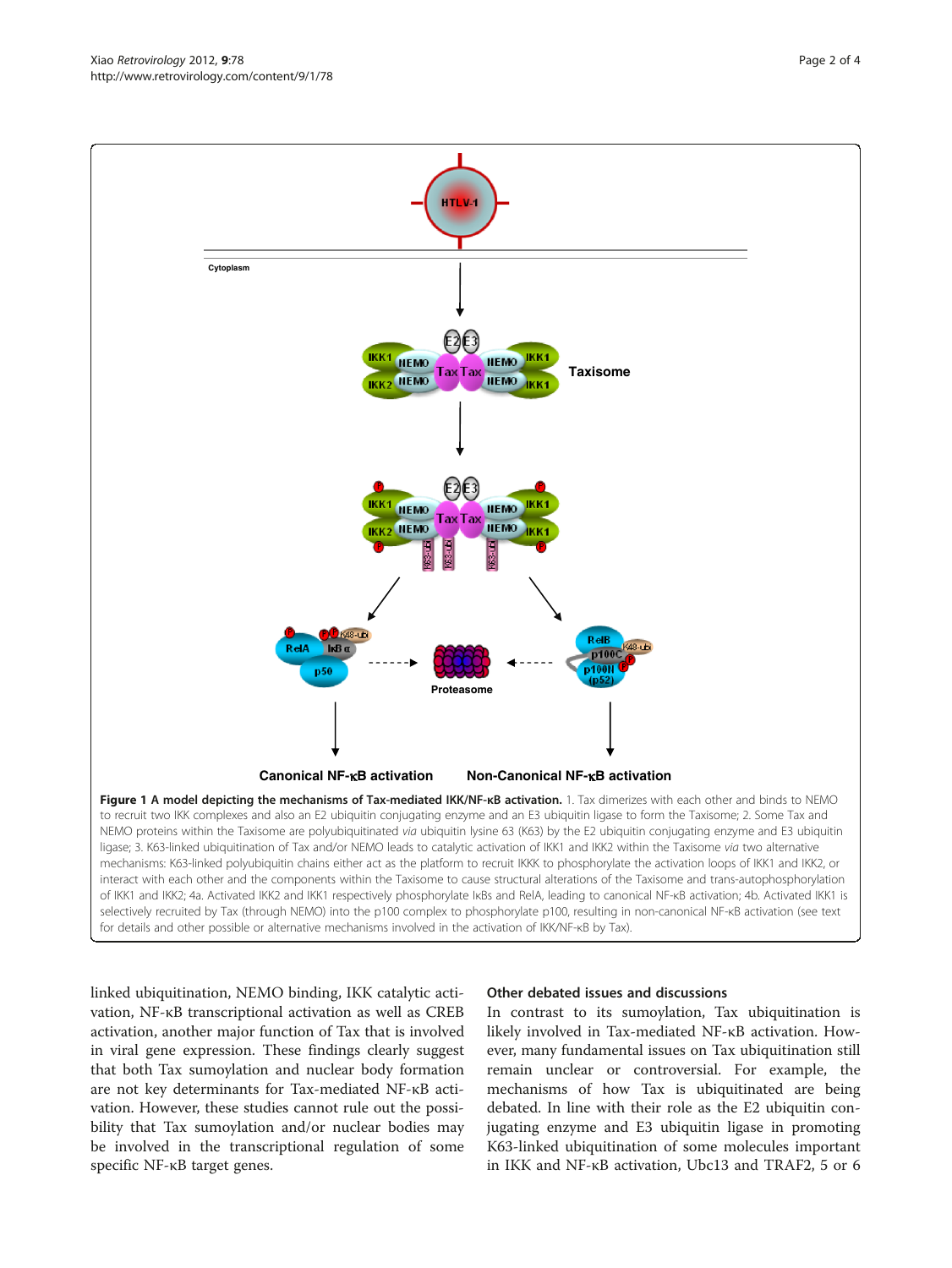**Figure 1 A model depicting the mechanisms of Tax-mediated IKK/NF-κB activation.** 1. Tax dimerizes with each other and binds to NEMO to recruit two IKK complexes and also an E2 ubiquitin conjugating enzyme and an E3 ubiquitin ligase to form the Taxisome; 2. Some Tax and NEMO proteins within the Taxisome are polyubiquitinated *via* ubiquitin lysine 63 (K63) by the E2 ubiquitin conjugating enzyme and E3 ubiquitin ligase; 3. K63-linked ubiquitination of Tax and/or NEMO leads to catalytic activation of IKK1 and IKK2 within the Taxisome *via* two alternative mechanisms: K63-linked polyubiquitin chains either act as the platform to recruit IKKK to phosphorylate the activation loops of IKK1 and IKK2, or interact with each other and the components within the Taxisome to cause structural alterations of the Taxisome and trans-autophosphorylation of IKK1 and IKK2; 4a. Activated IKK2 and IKK1 respectively phosphorylate IκBs and RelA, leading to canonical NF-κB activation; 4b. Activated IKK1 is selectively recruited by Tax (through NEMO) into the p100 complex to phosphorylate p100, resulting in non-canonical NF-κB activation (see text for details and other possible or alternative mechanisms involved in the activation of IKK/NF-κB by Tax).

linked ubiquitination, NEMO binding, IKK catalytic activation, NF-κB transcriptional activation as well as CREB activation, another major function of Tax that is involved in viral gene expression. These findings clearly suggest that both Tax sumoylation and nuclear body formation are not key determinants for Tax-mediated NF-κB activation. However, these studies cannot rule out the possibility that Tax sumoylation and/or nuclear bodies may be involved in the transcriptional regulation of some specific NF-κB target genes.

### Other debated issues and discussions

In contrast to its sumoylation, Tax ubiquitination is likely involved in Tax-mediated NF-κB activation. However, many fundamental issues on Tax ubiquitination still remain unclear or controversial. For example, the mechanisms of how Tax is ubiquitinated are being debated. In line with their role as the E2 ubiquitin conjugating enzyme and E3 ubiquitin ligase in promoting K63-linked ubiquitination of some molecules important in IKK and NF-κB activation, Ubc13 and TRAF2, 5 or 6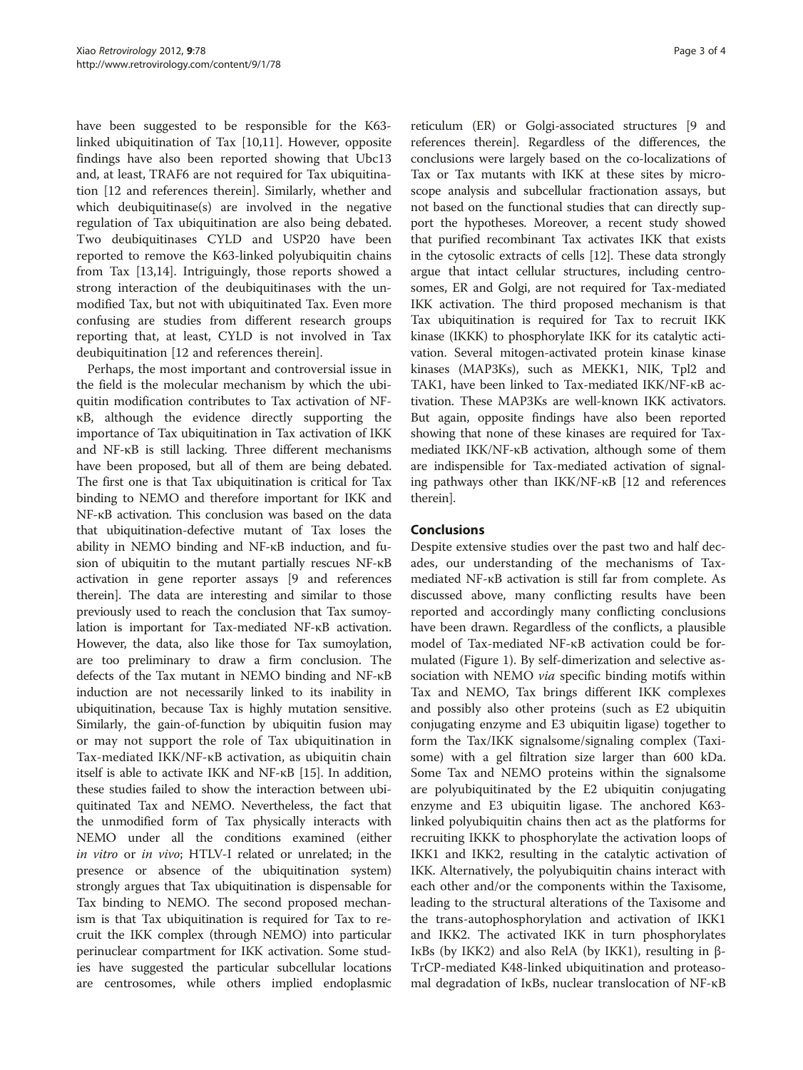have been suggested to be responsible for the K63-linked ubiquitination of Tax [10,11]. However, opposite findings have also been reported showing that Ubc13 and, at least, TRAF6 are not required for Tax ubiquitination [12 and references therein]. Similarly, whether and which deubiquitinase(s) are involved in the negative regulation of Tax ubiquitination are also being debated. Two deubiquitinases CYLD and USP20 have been reported to remove the K63-linked polyubiquitin chains from Tax [13,14]. Intriguingly, those reports showed a strong interaction of the deubiquitinases with the unmodified Tax, but not with ubiquitinated Tax. Even more confusing are studies from different research groups reporting that, at least, CYLD is not involved in Tax deubiquitination [12 and references therein].

Perhaps, the most important and controversial issue in the field is the molecular mechanism by which the ubiquitin modification contributes to Tax activation of NF-κB, although the evidence directly supporting the importance of Tax ubiquitination in Tax activation of IKK and NF-κB is still lacking. Three different mechanisms have been proposed, but all of them are being debated. The first one is that Tax ubiquitination is critical for Tax binding to NEMO and therefore important for IKK and NF-κB activation. This conclusion was based on the data that ubiquitination-defective mutant of Tax loses the ability in NEMO binding and NF-κB induction, and fusion of ubiquitin to the mutant partially rescues NF-κB activation in gene reporter assays [9 and references therein]. The data are interesting and similar to those previously used to reach the conclusion that Tax sumoylation is important for Tax-mediated NF-κB activation. However, the data, also like those for Tax sumoylation, are too preliminary to draw a firm conclusion. The defects of the Tax mutant in NEMO binding and NF-κB induction are not necessarily linked to its inability in ubiquitination, because Tax is highly mutation sensitive. Similarly, the gain-of-function by ubiquitin fusion may or may not support the role of Tax ubiquitination in Tax-mediated IKK/NF-κB activation, as ubiquitin chain itself is able to activate IKK and NF-κB [15]. In addition, these studies failed to show the interaction between ubiquitinated Tax and NEMO. Nevertheless, the fact that the unmodified form of Tax physically interacts with NEMO under all the conditions examined (either *in vitro* or *in vivo*; HTLV-I related or unrelated; in the presence or absence of the ubiquitination system) strongly argues that Tax ubiquitination is dispensable for Tax binding to NEMO. The second proposed mechanism is that Tax ubiquitination is required for Tax to recruit the IKK complex (through NEMO) into particular perinuclear compartment for IKK activation. Some studies have suggested the particular subcellular locations are centrosomes, while others implied endoplasmic reticulum (ER) or Golgi-associated structures [9 and references therein]. Regardless of the differences, the conclusions were largely based on the co-localizations of Tax or Tax mutants with IKK at these sites by microscope analysis and subcellular fractionation assays, but not based on the functional studies that can directly support the hypotheses. Moreover, a recent study showed that purified recombinant Tax activates IKK that exists in the cytosolic extracts of cells [12]. These data strongly argue that intact cellular structures, including centrosomes, ER and Golgi, are not required for Tax-mediated IKK activation. The third proposed mechanism is that Tax ubiquitination is required for Tax to recruit IKK kinase (IKKK) to phosphorylate IKK for its catalytic activation. Several mitogen-activated protein kinase kinase kinases (MAP3Ks), such as MEKK1, NIK, Tpl2 and TAK1, have been linked to Tax-mediated IKK/NF-κB activation. These MAP3Ks are well-known IKK activators. But again, opposite findings have also been reported showing that none of these kinases are required for Tax-mediated IKK/NF-κB activation, although some of them are indispensible for Tax-mediated activation of signaling pathways other than IKK/NF-κB [12 and references therein].

## Conclusions

Despite extensive studies over the past two and half decades, our understanding of the mechanisms of Tax-mediated NF-κB activation is still far from complete. As discussed above, many conflicting results have been reported and accordingly many conflicting conclusions have been drawn. Regardless of the conflicts, a plausible model of Tax-mediated NF-κB activation could be formulated (Figure 1). By self-dimerization and selective association with NEMO *via* specific binding motifs within Tax and NEMO, Tax brings different IKK complexes and possibly also other proteins (such as E2 ubiquitin conjugating enzyme and E3 ubiquitin ligase) together to form the Tax/IKK signalsome/signaling complex (Taxisome) with a gel filtration size larger than 600 kDa. Some Tax and NEMO proteins within the signalsome are polyubiquitinated by the E2 ubiquitin conjugating enzyme and E3 ubiquitin ligase. The anchored K63-linked polyubiquitin chains then act as the platforms for recruiting IKKK to phosphorylate the activation loops of IKK1 and IKK2, resulting in the catalytic activation of IKK. Alternatively, the polyubiquitin chains interact with each other and/or the components within the Taxisome, leading to the structural alterations of the Taxisome and the trans-autophosphorylation and activation of IKK1 and IKK2. The activated IKK in turn phosphorylates IκBs (by IKK2) and also RelA (by IKK1), resulting in β-TrCP-mediated K48-linked ubiquitination and proteasomal degradation of IκBs, nuclear translocation of NF-κB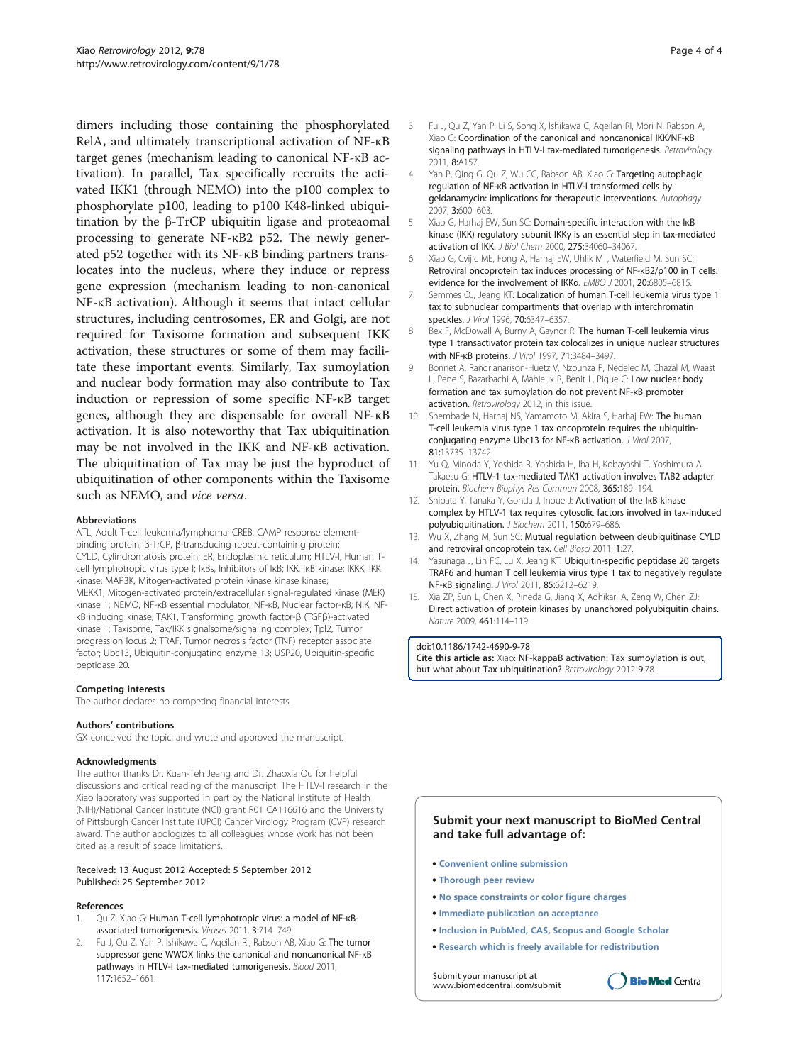dimers including those containing the phosphorylated RelA, and ultimately transcriptional activation of NF-κB target genes (mechanism leading to canonical NF-κB activation). In parallel, Tax specifically recruits the activated IKK1 (through NEMO) into the p100 complex to phosphorylate p100, leading to p100 K48-linked ubiquitination by the β-TrCP ubiquitin ligase and proteaomal processing to generate NF-κB2 p52. The newly generated p52 together with its NF-κB binding partners translocates into the nucleus, where they induce or repress gene expression (mechanism leading to non-canonical NF-κB activation). Although it seems that intact cellular structures, including centrosomes, ER and Golgi, are not required for Taxisome formation and subsequent IKK activation, these structures or some of them may facilitate these important events. Similarly, Tax sumoylation and nuclear body formation may also contribute to Tax induction or repression of some specific NF-κB target genes, although they are dispensable for overall NF-κB activation. It is also noteworthy that Tax ubiquitination may be not involved in the IKK and NF-κB activation. The ubiquitination of Tax may be just the byproduct of ubiquitination of other components within the Taxisome such as NEMO, and *vice versa*.

#### Abbreviations

ATL, Adult T-cell leukemia/lymphoma; CREB, CAMP response element-binding protein; β-TrCP, β-transducing repeat-containing protein; CYLD, Cylindromatosis protein; ER, Endoplasmic reticulum; HTLV-I, Human T-cell lymphotropic virus type I; IκBs, Inhibitors of IκB; IKK, IκB kinase; IKKK, IKK kinase; MAP3K, Mitogen-activated protein kinase kinase kinase; MEKK1, Mitogen-activated protein/extracellular signal-regulated kinase (MEK) kinase 1; NEMO, NF-κB essential modulator; NF-κB, Nuclear factor-κB; NIK, NF-κB inducing kinase; TAK1, Transforming growth factor-β (TGFβ)-activated kinase 1; Taxisome, Tax/IKK signalsome/signaling complex; Tpl2, Tumor progression locus 2; TRAF, Tumor necrosis factor (TNF) receptor associate factor; Ubc13, Ubiquitin-conjugating enzyme 13; USP20, Ubiquitin-specific peptidase 20.

#### Competing interests

The author declares no competing financial interests.

#### Authors' contributions

GX conceived the topic, and wrote and approved the manuscript.

#### Acknowledgments

The author thanks Dr. Kuan-Teh Jeang and Dr. Zhaoxia Qu for helpful discussions and critical reading of the manuscript. The HTLV-I research in the Xiao laboratory was supported in part by the National Institute of Health (NIH)/National Cancer Institute (NCI) grant R01 CA116616 and the University of Pittsburgh Cancer Institute (UPCI) Cancer Virology Program (CVP) research award. The author apologizes to all colleagues whose work has not been cited as a result of space limitations.

Received: 13 August 2012 Accepted: 5 September 2012
Published: 25 September 2012

#### References

1. Qu Z, Xiao G: **Human T-cell lymphotropic virus: a model of NF-κB-associated tumorigenesis.** *Viruses* 2011, **3:**714–749.
2. Fu J, Qu Z, Yan P, Ishikawa C, Aqeilan RI, Rabson AB, Xiao G: **The tumor suppressor gene WWOX links the canonical and noncanonical NF-κB pathways in HTLV-I tax-mediated tumorigenesis.** *Blood* 2011, **117:**1652–1661.
3. Fu J, Qu Z, Yan P, Li S, Song X, Ishikawa C, Aqeilan RI, Mori N, Rabson A, Xiao G: **Coordination of the canonical and noncanonical IKK/NF-κB signaling pathways in HTLV-I tax-mediated tumorigenesis.** *Retrovirology* 2011, **8:**A157.
4. Yan P, Qing G, Qu Z, Wu CC, Rabson AB, Xiao G: **Targeting autophagic regulation of NF-κB activation in HTLV-I transformed cells by geldanamycin: implications for therapeutic interventions.** *Autophagy* 2007, **3:**600–603.
5. Xiao G, Harhaj EW, Sun SC: **Domain-specific interaction with the IκB kinase (IKK) regulatory subunit IKKγ is an essential step in tax-mediated activation of IKK.** *J Biol Chem* 2000, **275:**34060–34067.
6. Xiao G, Cvijic ME, Fong A, Harhaj EW, Uhlik MT, Waterfield M, Sun SC: **Retroviral oncoprotein tax induces processing of NF-κB2/p100 in T cells: evidence for the involvement of IKKα.** *EMBO J* 2001, **20:**6805–6815.
7. Semmes OJ, Jeang KT: **Localization of human T-cell leukemia virus type 1 tax to subnuclear compartments that overlap with interchromatin speckles.** *J Virol* 1996, **70:**6347–6357.
8. Bex F, McDowall A, Burny A, Gaynor R: **The human T-cell leukemia virus type 1 transactivator protein tax colocalizes in unique nuclear structures with NF-κB proteins.** *J Virol* 1997, **71:**3484–3497.
9. Bonnet A, Randrianarison-Huetz V, Nzounza P, Nedelec M, Chazal M, Waast L, Pene S, Bazarbachi A, Mahieux R, Benit L, Pique C: **Low nuclear body formation and tax sumoylation do not prevent NF-κB promoter activation.** *Retrovirology* 2012, in this issue.
10. Shembade N, Harhaj NS, Yamamoto M, Akira S, Harhaj EW: **The human T-cell leukemia virus type 1 tax oncoprotein requires the ubiquitin-conjugating enzyme Ubc13 for NF-κB activation.** *J Virol* 2007, **81:**13735–13742.
11. Yu Q, Minoda Y, Yoshida R, Yoshida H, Iha H, Kobayashi T, Yoshimura A, Takaesu G: **HTLV-1 tax-mediated TAK1 activation involves TAB2 adapter protein.** *Biochem Biophys Res Commun* 2008, **365:**189–194.
12. Shibata Y, Tanaka Y, Gohda J, Inoue J: **Activation of the IκB kinase complex by HTLV-1 tax requires cytosolic factors involved in tax-induced polyubiquitination.** *J Biochem* 2011, **150:**679–686.
13. Wu X, Zhang M, Sun SC: **Mutual regulation between deubiquitinase CYLD and retroviral oncoprotein tax.** *Cell Biosci* 2011, **1:**27.
14. Yasunaga J, Lin FC, Lu X, Jeang KT: **Ubiquitin-specific peptidase 20 targets TRAF6 and human T cell leukemia virus type 1 tax to negatively regulate NF-κB signaling.** *J Virol* 2011, **85:**6212–6219.
15. Xia ZP, Sun L, Chen X, Pineda G, Jiang X, Adhikari A, Zeng W, Chen ZJ: **Direct activation of protein kinases by unanchored polyubiquitin chains.** *Nature* 2009, **461:**114–119.

doi:10.1186/1742-4690-9-78
**Cite this article as:** Xiao: NF-kappaB activation: Tax sumoylation is out, but what about Tax ubiquitination? *Retrovirology* 2012 **9**:78.